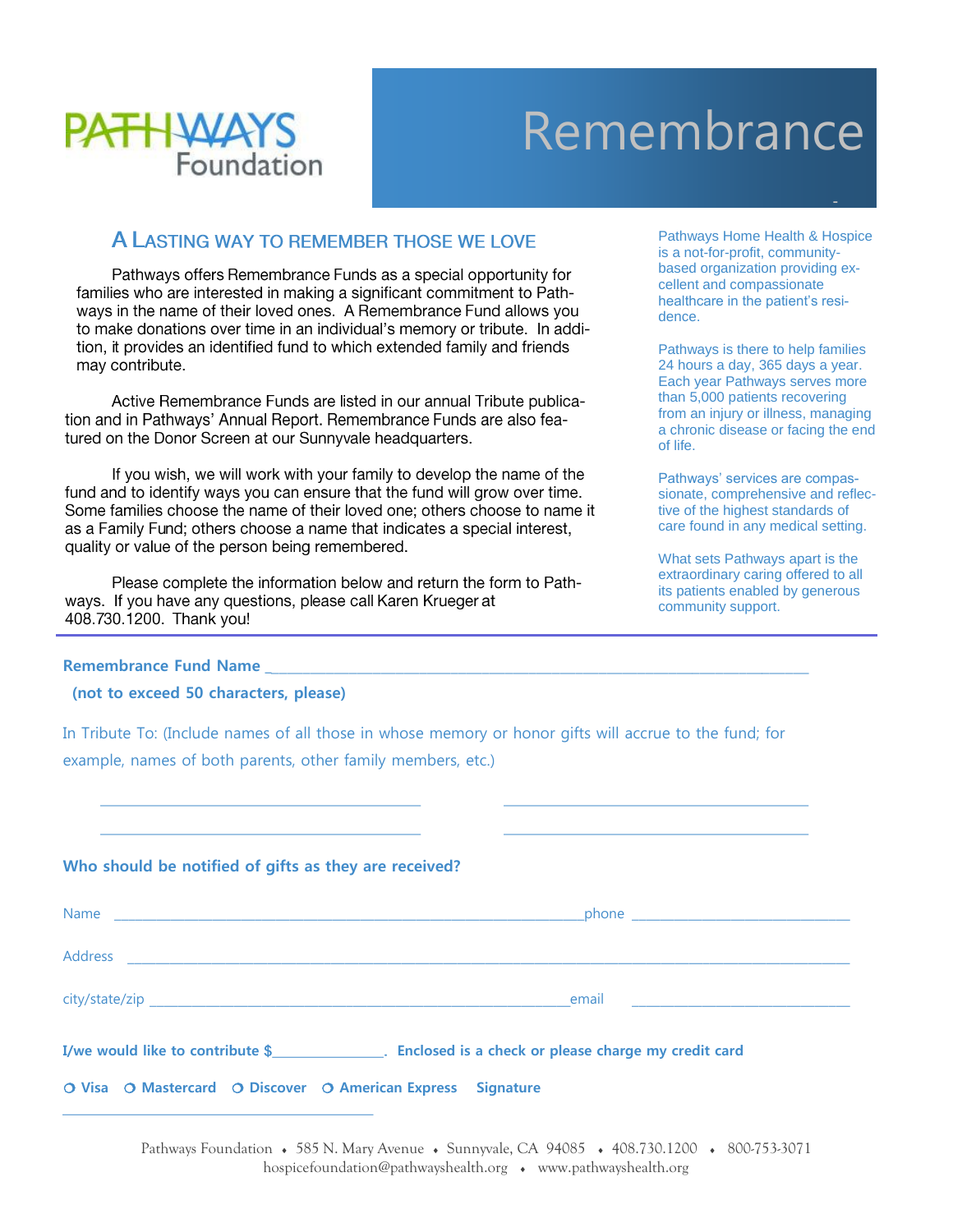# PATHWAYS Foundation

# Remembrance

## A LASTING WAY TO REMEMBER THOSE WE LOVE

Pathways offers Remembrance Funds as a special opportunity for families who are interested in making a significant commitment to Pathways in the name of their loved ones. A Remembrance Fund allows you to make donations over time in an individual's memory or tribute. In addition, it provides an identified fund to which extended family and friends may contribute.

Active Remembrance Funds are listed in our annual Tribute publication and in Pathways' Annual Report. Remembrance Funds are also featured on the Donor Screen at our Sunnyvale headquarters.

If you wish, we will work with your family to develop the name of the fund and to identify ways you can ensure that the fund will grow over time. Some families choose the name of their loved one; others choose to name it as a Family Fund; others choose a name that indicates a special interest, quality or value of the person being remembered.

Please complete the information below and return the form to Pathways. If you have any questions, please call Karen Krueger at 408.730.1200. Thank you!

Pathways Home Health & Hospice is a not-for-profit, community-based organization providing excellent and compassionate healthcare in the patient's residence.

Pathways is there to help families 24 hours a day, 365 days a year. Each year Pathways serves more than 5,000 patients recovering from an injury or illness, managing a chronic disease or facing the end of life.

Pathways' services are compassionate, comprehensive and reflective of the highest standards of care found in any medical setting.

What sets Pathways apart is the extraordinary caring offered to all its patients enabled by generous community support.

---

**Remembrance Fund Name** ________________________________________________

**(not to exceed 50 characters, please)**

In Tribute To: (Include names of all those in whose memory or honor gifts will accrue to the fund; for example, names of both parents, other family members, etc.)

______________________________ ______________________________

______________________________ ______________________________

**Who should be notified of gifts as they are received?**

Name ____________________________________________ phone ______________________

Address ________________________________________________________________

city/state/zip ____________________________________ email ______________________

**I/we would like to contribute $**____________. **Enclosed is a check or please charge my credit card**

**❍ Visa ❍ Mastercard ❍ Discover ❍ American Express Signature**

______________________________

Pathways Foundation ⬧ 585 N. Mary Avenue ⬧ Sunnyvale, CA 94085 ⬧ 408.730.1200 ⬧ 800-753-3071
hospicefoundation@pathwayshealth.org ⬧ www.pathwayshealth.org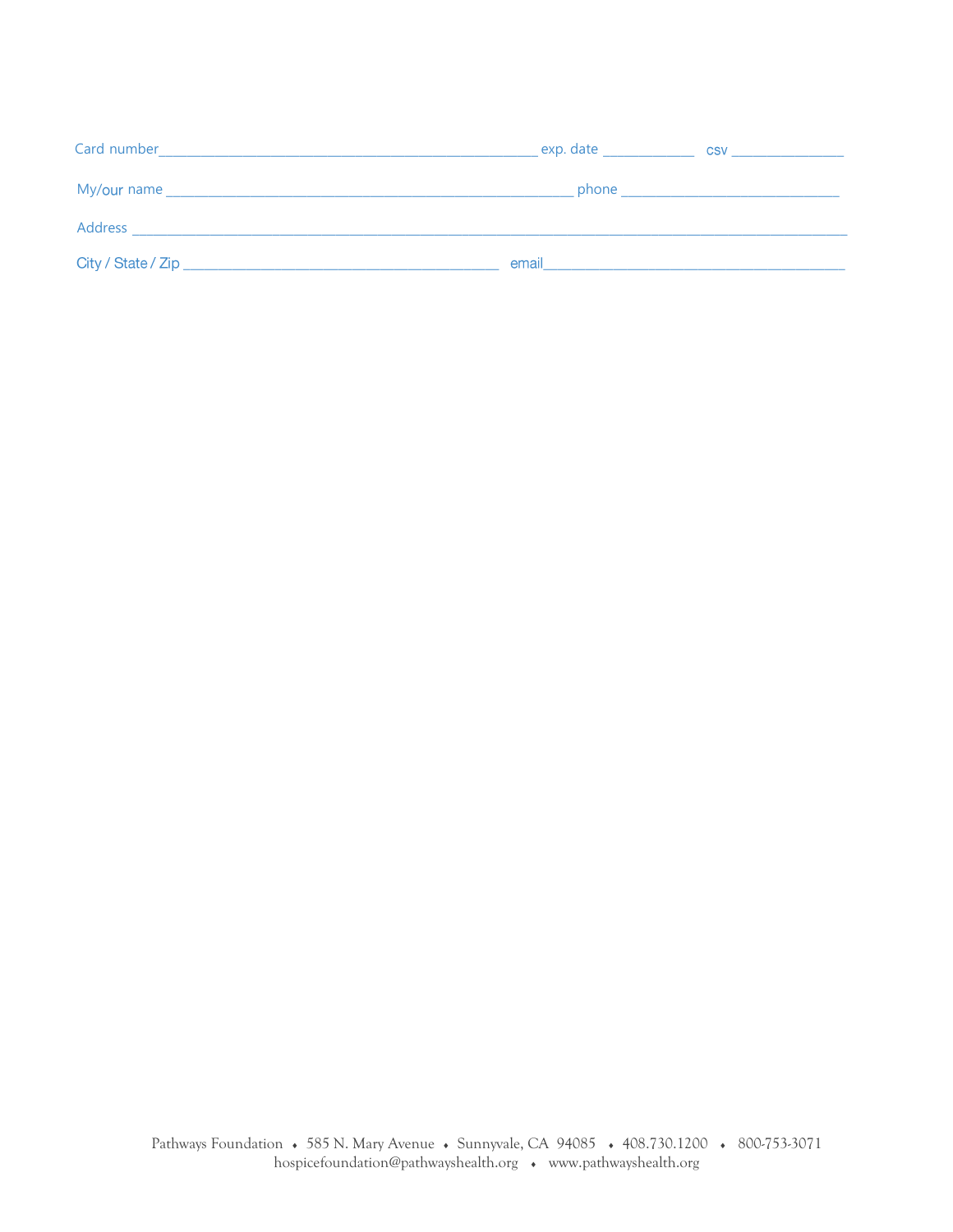Card number_______________________________________________ exp. date ___________ csv _____________

My/our name ___________________________________________________ phone ___________________________

Address ______________________________________________________________________________________

City / State / Zip ____________________________________ email___________________________________

Pathways Foundation ♦ 585 N. Mary Avenue ♦ Sunnyvale, CA 94085 ♦ 408.730.1200 ♦ 800-753-3071
hospicefoundation@pathwayshealth.org ♦ www.pathwayshealth.org